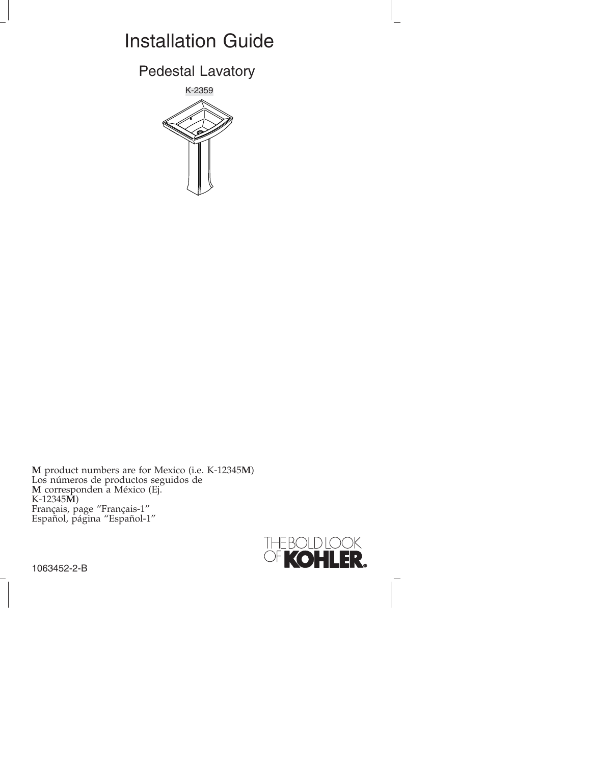# Installation Guide

## Pedestal Lavatory

K-2359

**M** product numbers are for Mexico (i.e. K-12345**M**)
Los números de productos seguidos de
**M** corresponden a México (Ej.
K-12345**M**)
Français, page "Français-1"
Español, página "Español-1"

THE BOLD LOOK OF KOHLER®

1063452-2-B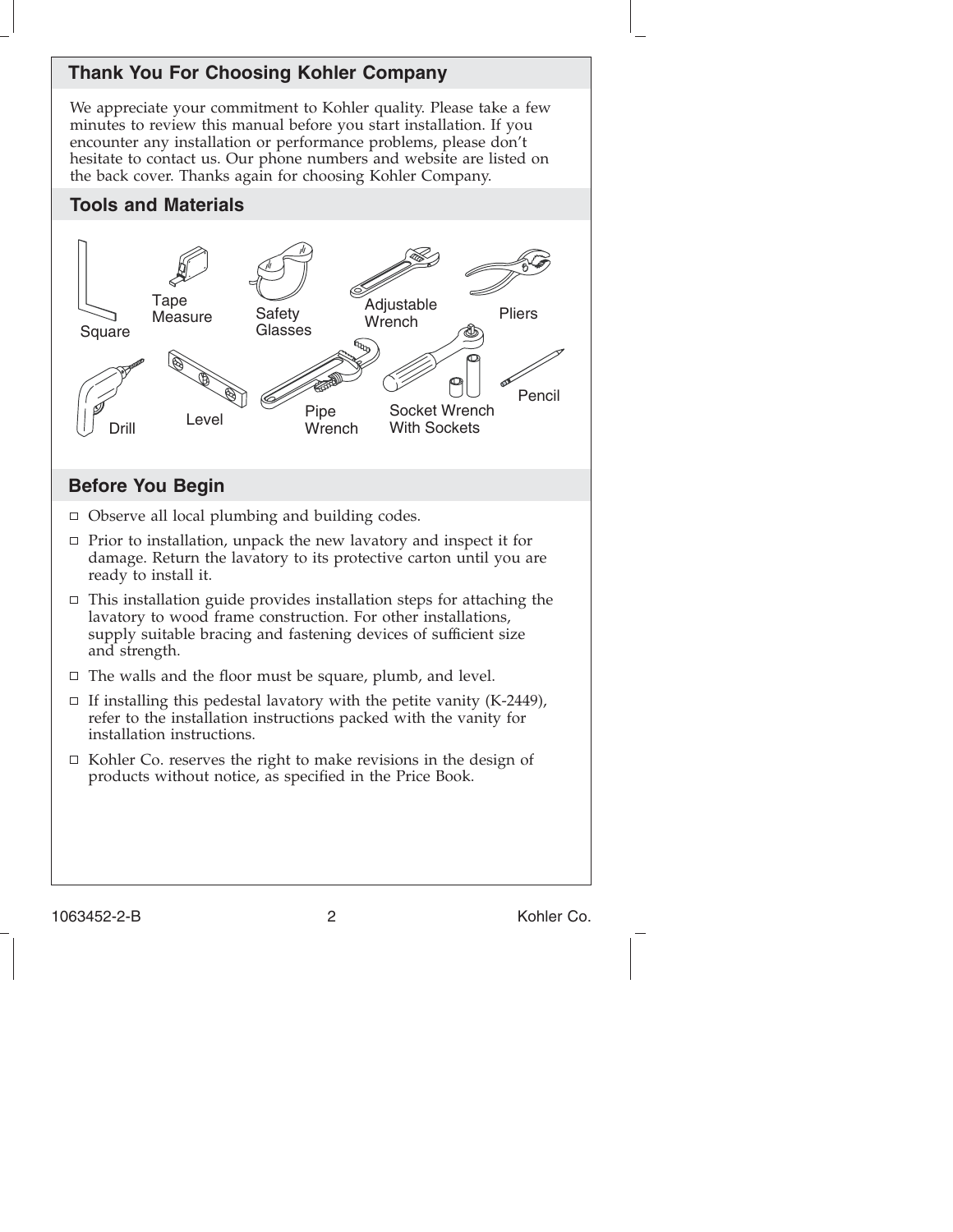## Thank You For Choosing Kohler Company

We appreciate your commitment to Kohler quality. Please take a few minutes to review this manual before you start installation. If you encounter any installation or performance problems, please don't hesitate to contact us. Our phone numbers and website are listed on the back cover. Thanks again for choosing Kohler Company.

## Tools and Materials

Square, Tape Measure, Safety Glasses, Adjustable Wrench, Pliers, Drill, Level, Pipe Wrench, Socket Wrench With Sockets, Pencil

## Before You Begin

- Observe all local plumbing and building codes.
- Prior to installation, unpack the new lavatory and inspect it for damage. Return the lavatory to its protective carton until you are ready to install it.
- This installation guide provides installation steps for attaching the lavatory to wood frame construction. For other installations, supply suitable bracing and fastening devices of sufficient size and strength.
- The walls and the floor must be square, plumb, and level.
- If installing this pedestal lavatory with the petite vanity (K-2449), refer to the installation instructions packed with the vanity for installation instructions.
- Kohler Co. reserves the right to make revisions in the design of products without notice, as specified in the Price Book.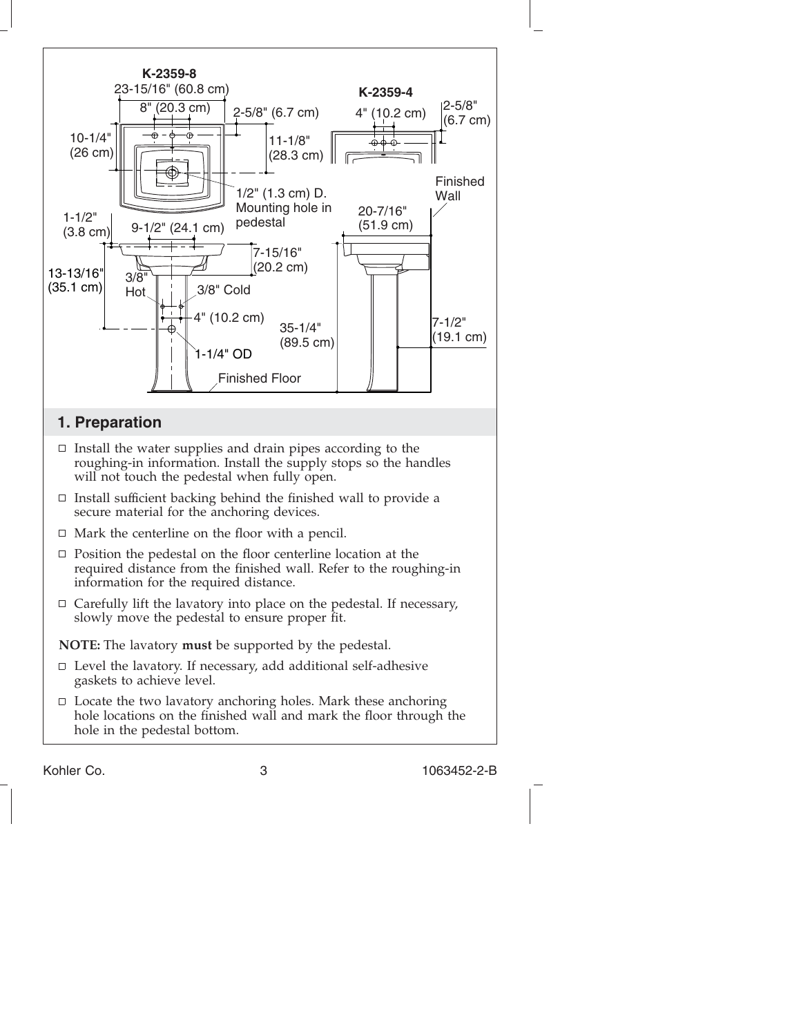K-2359-8

23-15/16" (60.8 cm)

8" (20.3 cm)

2-5/8" (6.7 cm)

10-1/4" (26 cm)

11-1/8" (28.3 cm)

1/2" (1.3 cm) D. Mounting hole in pedestal

K-2359-4

4" (10.2 cm)

2-5/8" (6.7 cm)

Finished Wall

1-1/2" (3.8 cm)

9-1/2" (24.1 cm)

20-7/16" (51.9 cm)

7-15/16" (20.2 cm)

13-13/16" (35.1 cm)

3/8" Hot

3/8" Cold

4" (10.2 cm)

35-1/4" (89.5 cm)

7-1/2" (19.1 cm)

1-1/4" OD

Finished Floor

## 1. Preparation

- Install the water supplies and drain pipes according to the roughing-in information. Install the supply stops so the handles will not touch the pedestal when fully open.
- Install sufficient backing behind the finished wall to provide a secure material for the anchoring devices.
- Mark the centerline on the floor with a pencil.
- Position the pedestal on the floor centerline location at the required distance from the finished wall. Refer to the roughing-in information for the required distance.
- Carefully lift the lavatory into place on the pedestal. If necessary, slowly move the pedestal to ensure proper fit.

**NOTE:** The lavatory **must** be supported by the pedestal.

- Level the lavatory. If necessary, add additional self-adhesive gaskets to achieve level.
- Locate the two lavatory anchoring holes. Mark these anchoring hole locations on the finished wall and mark the floor through the hole in the pedestal bottom.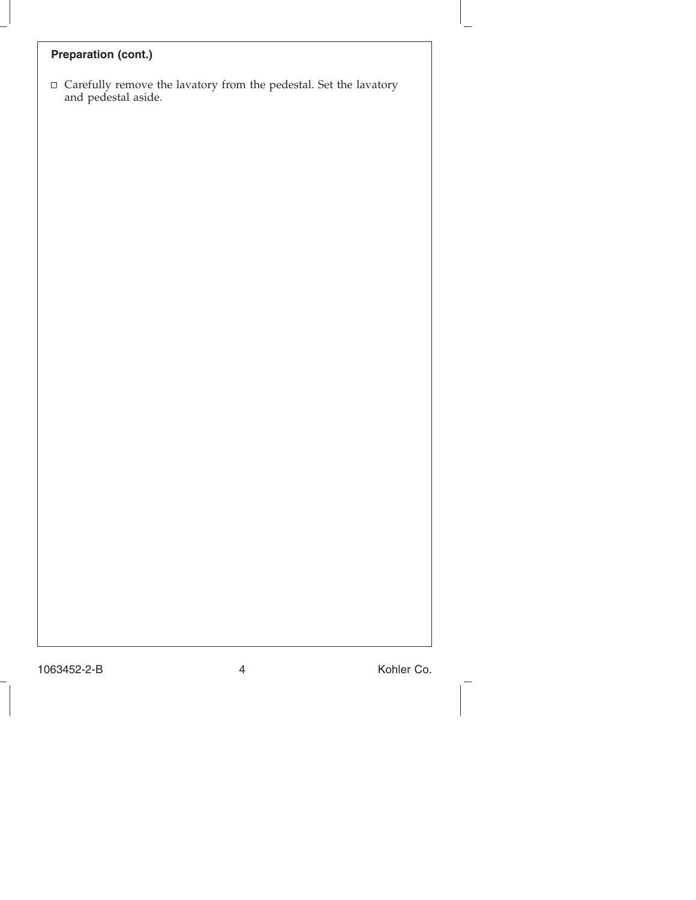**Preparation (cont.)**

- Carefully remove the lavatory from the pedestal. Set the lavatory and pedestal aside.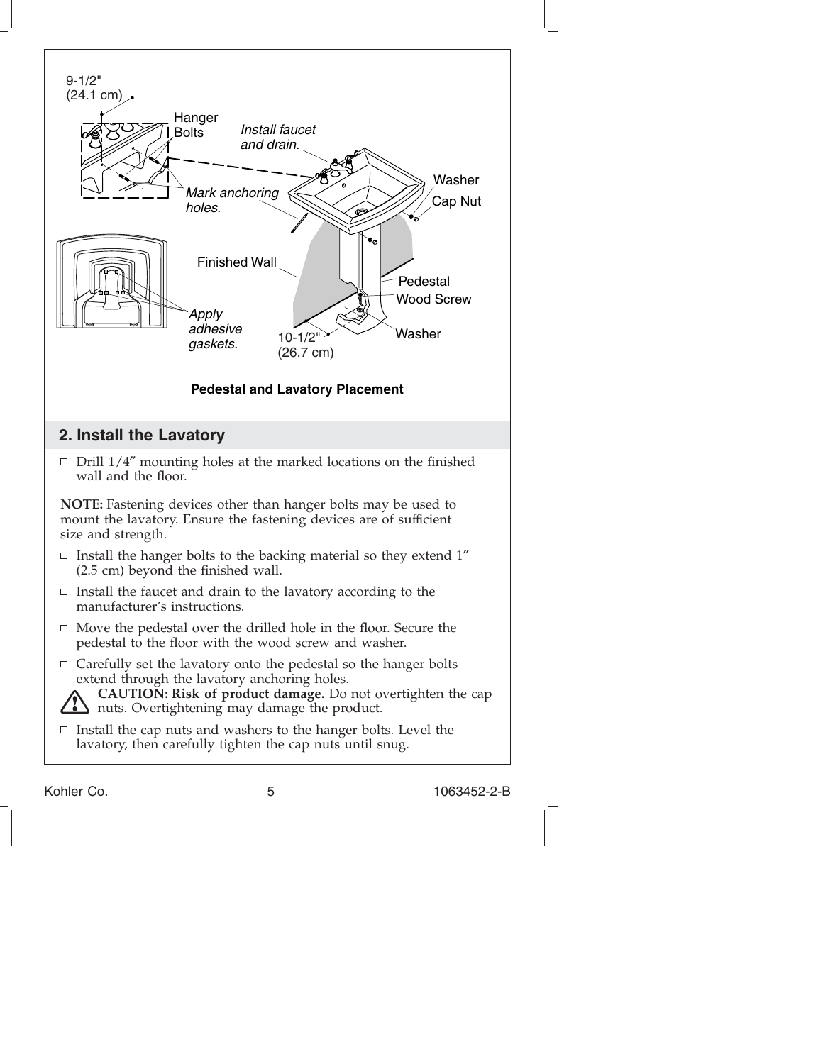9-1/2" (24.1 cm)

Hanger Bolts

*Install faucet and drain.*

Washer

Cap Nut

*Mark anchoring holes.*

Finished Wall

Pedestal

Wood Screw

*Apply adhesive gaskets.*

10-1/2" (26.7 cm)

Washer

**Pedestal and Lavatory Placement**

## 2. Install the Lavatory

- Drill 1/4″ mounting holes at the marked locations on the finished wall and the floor.

**NOTE:** Fastening devices other than hanger bolts may be used to mount the lavatory. Ensure the fastening devices are of sufficient size and strength.

- Install the hanger bolts to the backing material so they extend 1″ (2.5 cm) beyond the finished wall.
- Install the faucet and drain to the lavatory according to the manufacturer's instructions.
- Move the pedestal over the drilled hole in the floor. Secure the pedestal to the floor with the wood screw and washer.
- Carefully set the lavatory onto the pedestal so the hanger bolts extend through the lavatory anchoring holes.

**CAUTION: Risk of product damage.** Do not overtighten the cap nuts. Overtightening may damage the product.

- Install the cap nuts and washers to the hanger bolts. Level the lavatory, then carefully tighten the cap nuts until snug.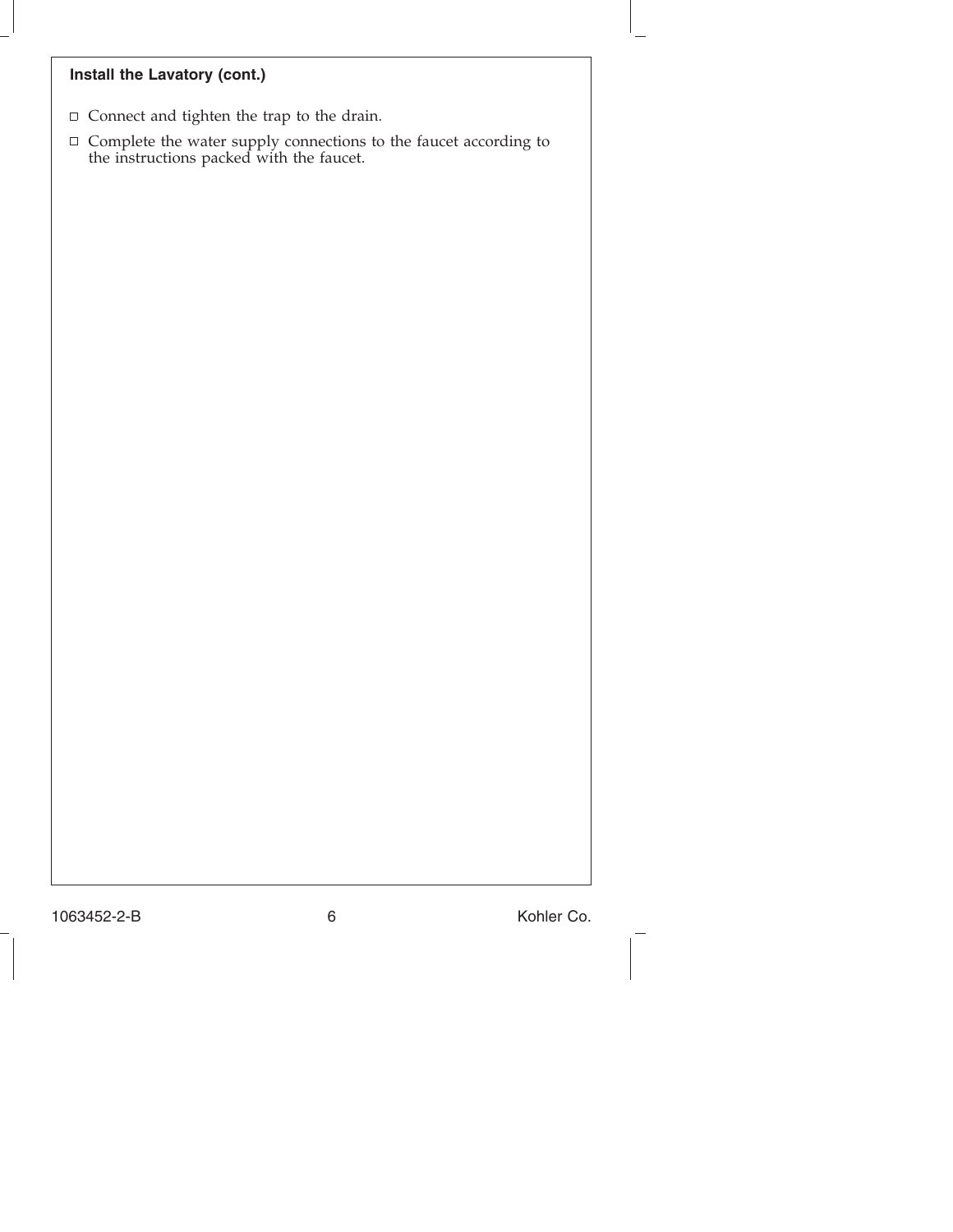### Install the Lavatory (cont.)

- ☐ Connect and tighten the trap to the drain.
- ☐ Complete the water supply connections to the faucet according to the instructions packed with the faucet.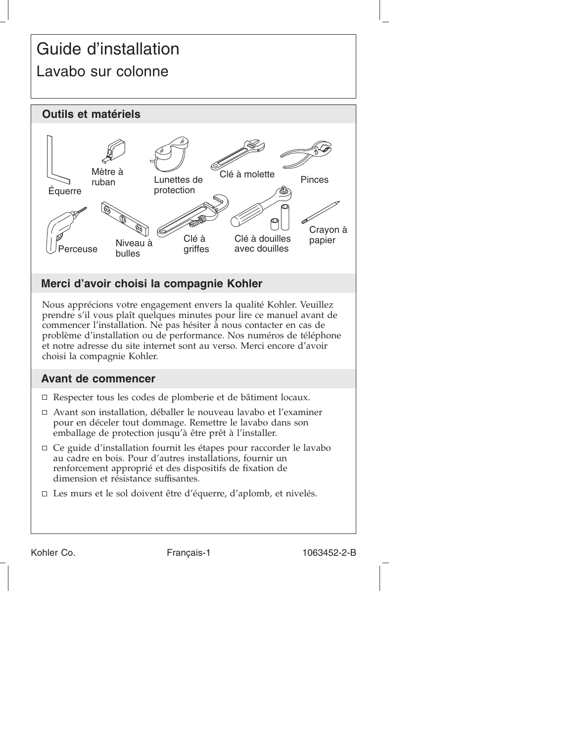# Guide d'installation

## Lavabo sur colonne

## Outils et matériels

Équerre, Mètre à ruban, Lunettes de protection, Clé à molette, Pinces, Perceuse, Niveau à bulles, Clé à griffes, Clé à douilles avec douilles, Crayon à papier

## Merci d'avoir choisi la compagnie Kohler

Nous apprécions votre engagement envers la qualité Kohler. Veuillez prendre s'il vous plaît quelques minutes pour lire ce manuel avant de commencer l'installation. Ne pas hésiter à nous contacter en cas de problème d'installation ou de performance. Nos numéros de téléphone et notre adresse du site internet sont au verso. Merci encore d'avoir choisi la compagnie Kohler.

## Avant de commencer

- Respecter tous les codes de plomberie et de bâtiment locaux.
- Avant son installation, déballer le nouveau lavabo et l'examiner pour en déceler tout dommage. Remettre le lavabo dans son emballage de protection jusqu'à être prêt à l'installer.
- Ce guide d'installation fournit les étapes pour raccorder le lavabo au cadre en bois. Pour d'autres installations, fournir un renforcement approprié et des dispositifs de fixation de dimension et résistance suffisantes.
- Les murs et le sol doivent être d'équerre, d'aplomb, et nivelés.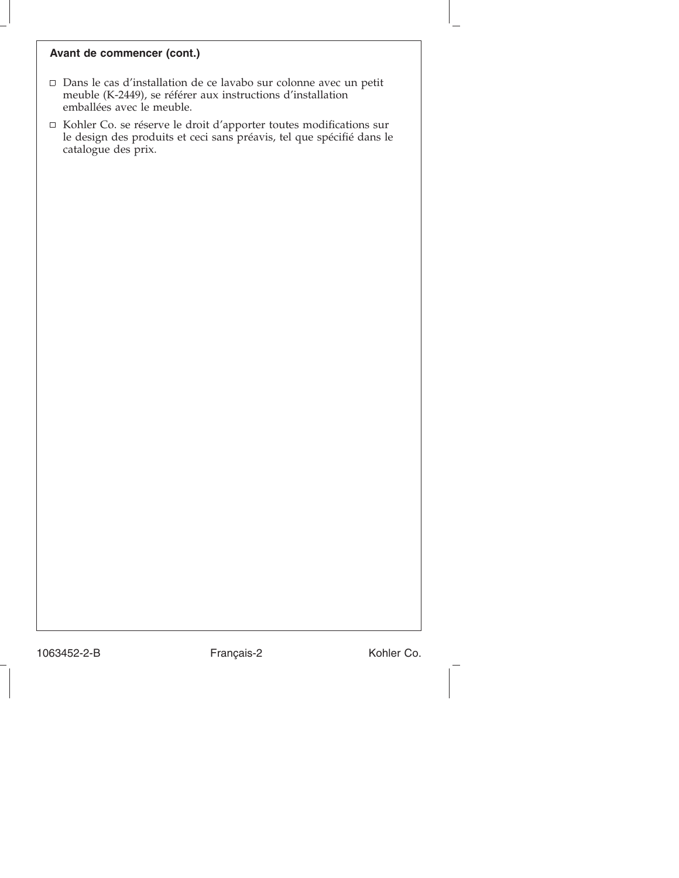**Avant de commencer (cont.)**

- Dans le cas d'installation de ce lavabo sur colonne avec un petit meuble (K-2449), se référer aux instructions d'installation emballées avec le meuble.
- Kohler Co. se réserve le droit d'apporter toutes modifications sur le design des produits et ceci sans préavis, tel que spécifié dans le catalogue des prix.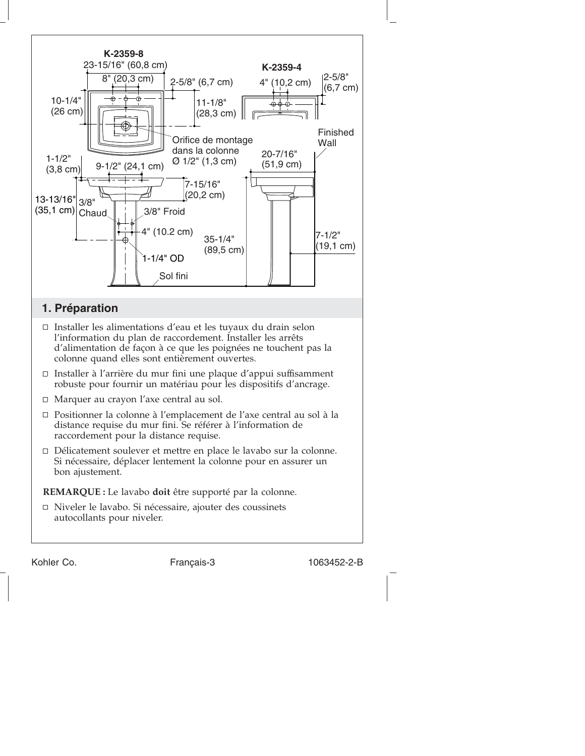**K-2359-8**

23-15/16" (60,8 cm)

8" (20,3 cm)

2-5/8" (6,7 cm)

10-1/4" (26 cm)

11-1/8" (28,3 cm)

Orifice de montage dans la colonne Ø 1/2" (1,3 cm)

**K-2359-4**

4" (10,2 cm)

2-5/8" (6,7 cm)

Finished Wall

1-1/2" (3,8 cm)

9-1/2" (24,1 cm)

20-7/16" (51,9 cm)

7-15/16" (20,2 cm)

13-13/16" (35,1 cm)

3/8" Chaud

3/8" Froid

4" (10.2 cm)

35-1/4" (89,5 cm)

7-1/2" (19,1 cm)

1-1/4" OD

Sol fini

## 1. Préparation

- Installer les alimentations d'eau et les tuyaux du drain selon l'information du plan de raccordement. Installer les arrêts d'alimentation de façon à ce que les poignées ne touchent pas la colonne quand elles sont entièrement ouvertes.
- Installer à l'arrière du mur fini une plaque d'appui suffisamment robuste pour fournir un matériau pour les dispositifs d'ancrage.
- Marquer au crayon l'axe central au sol.
- Positionner la colonne à l'emplacement de l'axe central au sol à la distance requise du mur fini. Se référer à l'information de raccordement pour la distance requise.
- Délicatement soulever et mettre en place le lavabo sur la colonne. Si nécessaire, déplacer lentement la colonne pour en assurer un bon ajustement.

**REMARQUE :** Le lavabo **doit** être supporté par la colonne.

- Niveler le lavabo. Si nécessaire, ajouter des coussinets autocollants pour niveler.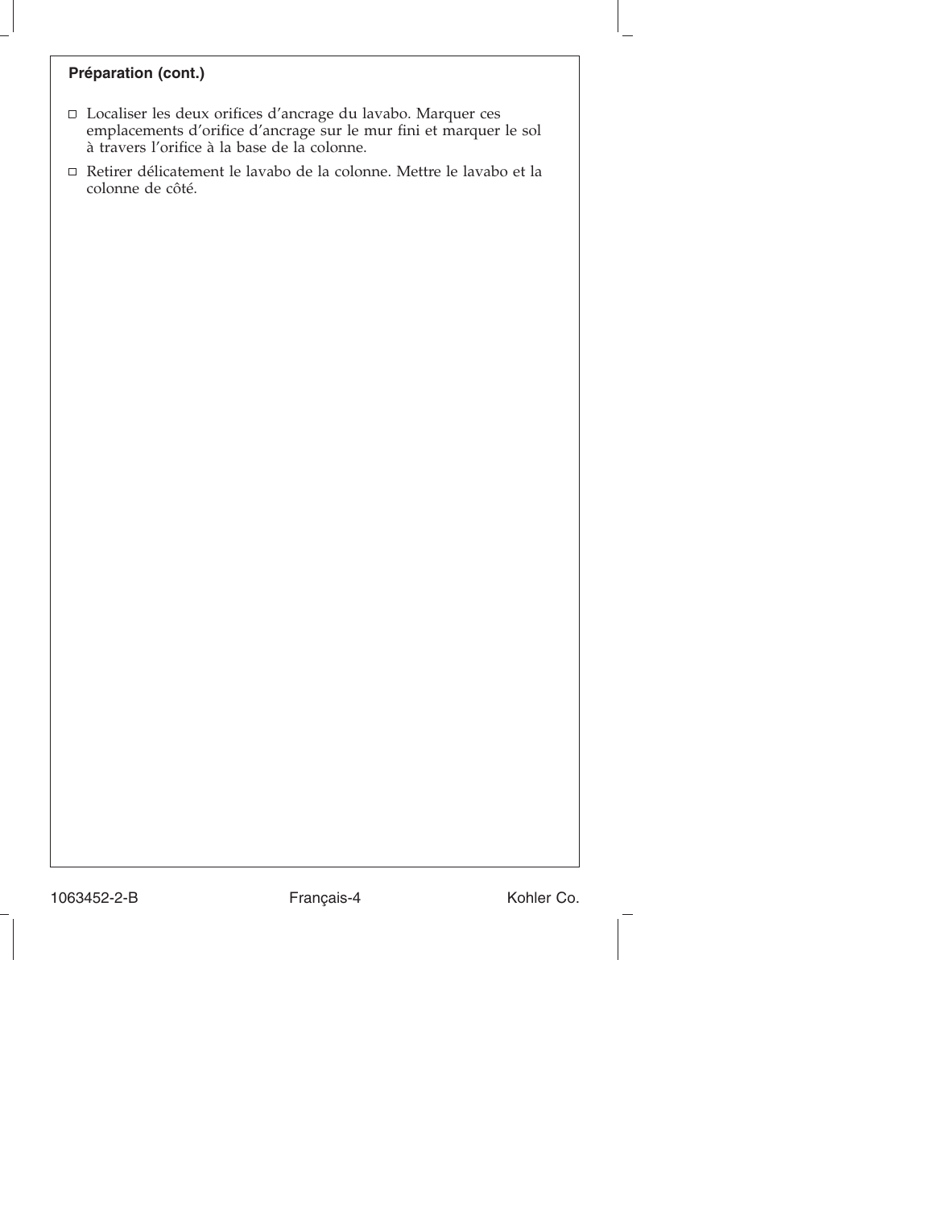## Préparation (cont.)

- ☐ Localiser les deux orifices d'ancrage du lavabo. Marquer ces emplacements d'orifice d'ancrage sur le mur fini et marquer le sol à travers l'orifice à la base de la colonne.
- ☐ Retirer délicatement le lavabo de la colonne. Mettre le lavabo et la colonne de côté.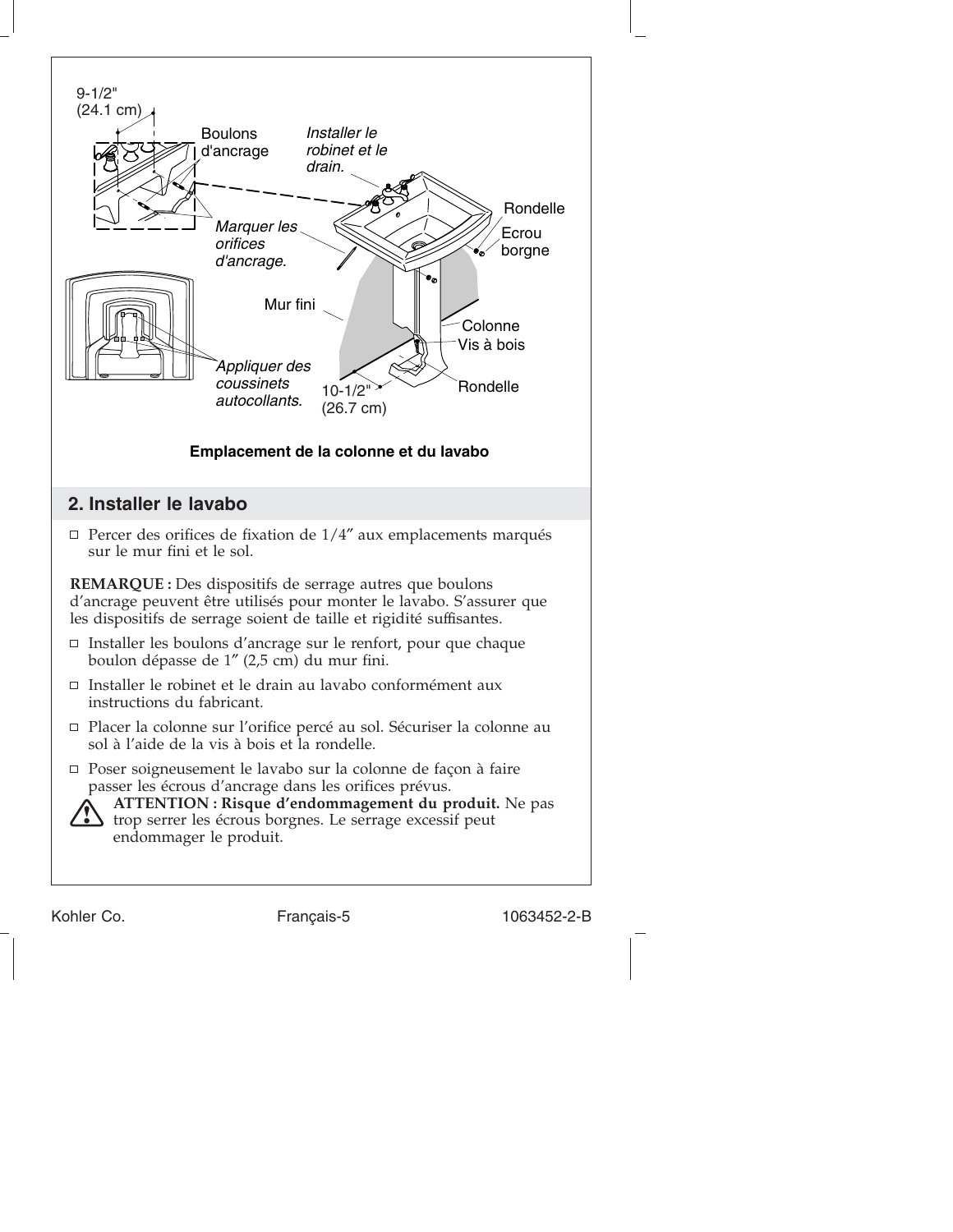9-1/2"
(24.1 cm)

Boulons d'ancrage

*Installer le robinet et le drain.*

Rondelle

Ecrou borgne

*Marquer les orifices d'ancrage.*

Mur fini

Colonne

Vis à bois

*Appliquer des coussinets autocollants.*

10-1/2"
(26.7 cm)

Rondelle

**Emplacement de la colonne et du lavabo**

## 2. Installer le lavabo

- Percer des orifices de fixation de 1/4″ aux emplacements marqués sur le mur fini et le sol.

**REMARQUE :** Des dispositifs de serrage autres que boulons d'ancrage peuvent être utilisés pour monter le lavabo. S'assurer que les dispositifs de serrage soient de taille et rigidité suffisantes.

- Installer les boulons d'ancrage sur le renfort, pour que chaque boulon dépasse de 1″ (2,5 cm) du mur fini.
- Installer le robinet et le drain au lavabo conformément aux instructions du fabricant.
- Placer la colonne sur l'orifice percé au sol. Sécuriser la colonne au sol à l'aide de la vis à bois et la rondelle.
- Poser soigneusement le lavabo sur la colonne de façon à faire passer les écrous d'ancrage dans les orifices prévus.

**ATTENTION : Risque d'endommagement du produit.** Ne pas trop serrer les écrous borgnes. Le serrage excessif peut endommager le produit.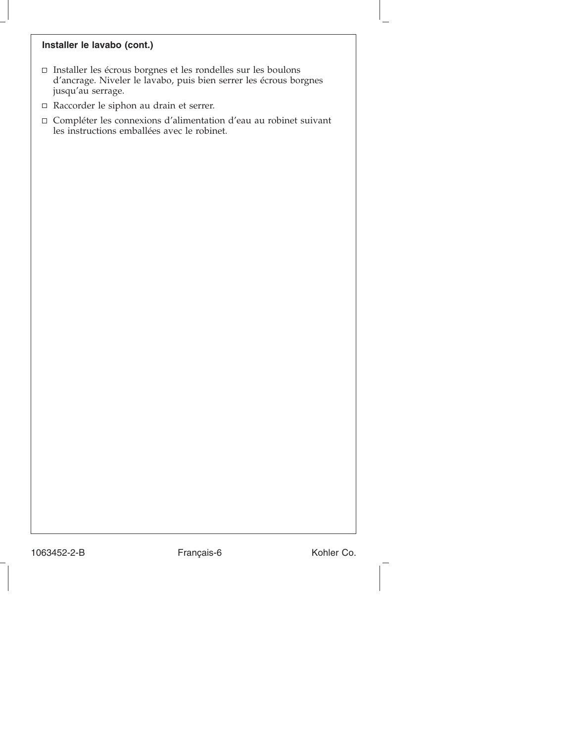### Installer le lavabo (cont.)

- ☐ Installer les écrous borgnes et les rondelles sur les boulons d'ancrage. Niveler le lavabo, puis bien serrer les écrous borgnes jusqu'au serrage.
- ☐ Raccorder le siphon au drain et serrer.
- ☐ Compléter les connexions d'alimentation d'eau au robinet suivant les instructions emballées avec le robinet.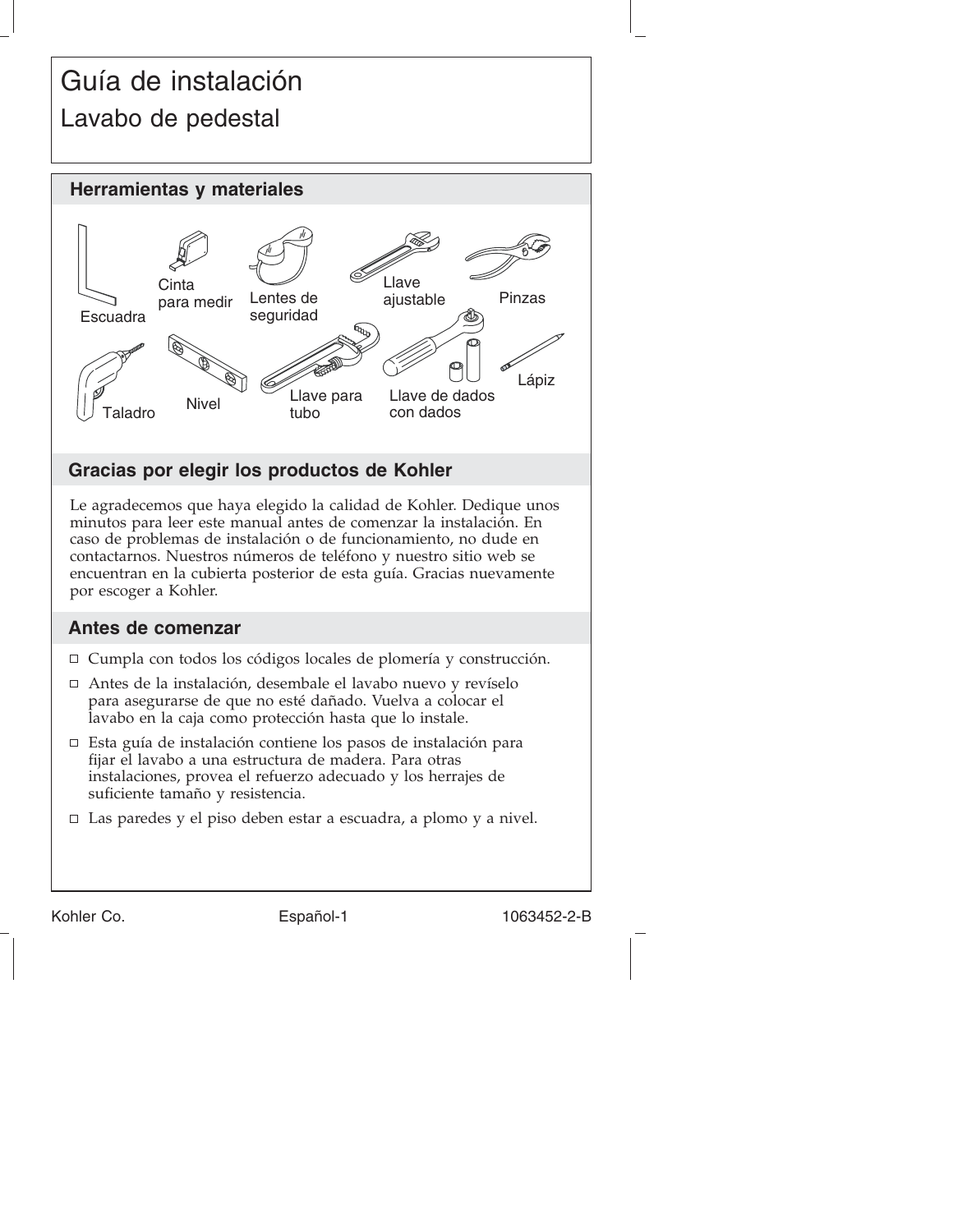# Guía de instalación

## Lavabo de pedestal

## Herramientas y materiales

Escuadra

Cinta para medir

Lentes de seguridad

Llave ajustable

Pinzas

Taladro

Nivel

Llave para tubo

Llave de dados con dados

Lápiz

## Gracias por elegir los productos de Kohler

Le agradecemos que haya elegido la calidad de Kohler. Dedique unos minutos para leer este manual antes de comenzar la instalación. En caso de problemas de instalación o de funcionamiento, no dude en contactarnos. Nuestros números de teléfono y nuestro sitio web se encuentran en la cubierta posterior de esta guía. Gracias nuevamente por escoger a Kohler.

## Antes de comenzar

- Cumpla con todos los códigos locales de plomería y construcción.
- Antes de la instalación, desembale el lavabo nuevo y revíselo para asegurarse de que no esté dañado. Vuelva a colocar el lavabo en la caja como protección hasta que lo instale.
- Esta guía de instalación contiene los pasos de instalación para fijar el lavabo a una estructura de madera. Para otras instalaciones, provea el refuerzo adecuado y los herrajes de suficiente tamaño y resistencia.
- Las paredes y el piso deben estar a escuadra, a plomo y a nivel.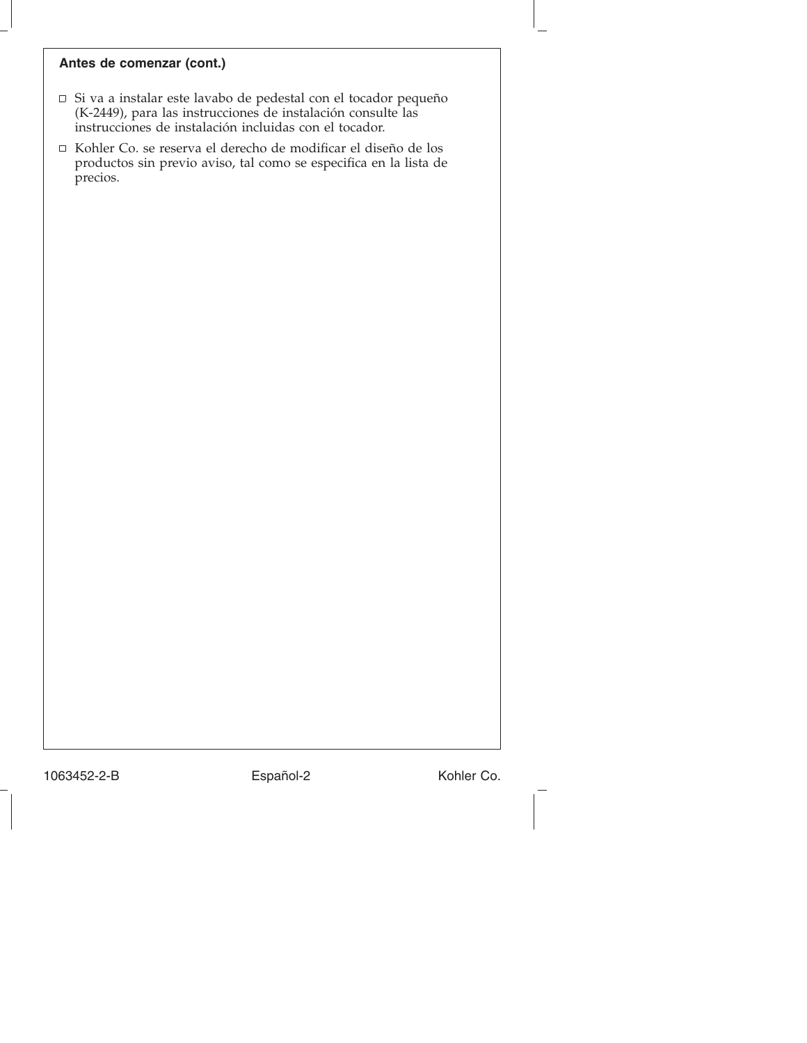**Antes de comenzar (cont.)**

- ☐ Si va a instalar este lavabo de pedestal con el tocador pequeño (K-2449), para las instrucciones de instalación consulte las instrucciones de instalación incluidas con el tocador.
- ☐ Kohler Co. se reserva el derecho de modificar el diseño de los productos sin previo aviso, tal como se especifica en la lista de precios.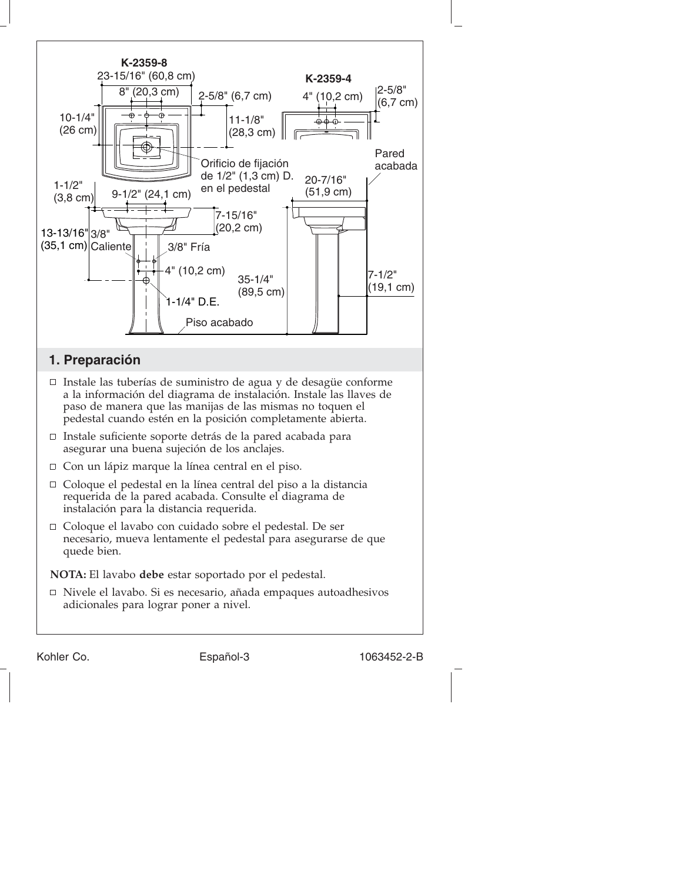K-2359-8

23-15/16" (60,8 cm)

8" (20,3 cm)

2-5/8" (6,7 cm)

10-1/4" (26 cm)

11-1/8" (28,3 cm)

Orificio de fijación de 1/2" (1,3 cm) D. en el pedestal

1-1/2" (3,8 cm)

9-1/2" (24,1 cm)

7-15/16" (20,2 cm)

13-13/16" (35,1 cm)

3/8" Caliente

3/8" Fría

4" (10,2 cm)

1-1/4" D.E.

Piso acabado

K-2359-4

4" (10,2 cm)

2-5/8" (6,7 cm)

Pared acabada

20-7/16" (51,9 cm)

35-1/4" (89,5 cm)

7-1/2" (19,1 cm)

## 1. Preparación

- Instale las tuberías de suministro de agua y de desagüe conforme a la información del diagrama de instalación. Instale las llaves de paso de manera que las manijas de las mismas no toquen el pedestal cuando estén en la posición completamente abierta.
- Instale suficiente soporte detrás de la pared acabada para asegurar una buena sujeción de los anclajes.
- Con un lápiz marque la línea central en el piso.
- Coloque el pedestal en la línea central del piso a la distancia requerida de la pared acabada. Consulte el diagrama de instalación para la distancia requerida.
- Coloque el lavabo con cuidado sobre el pedestal. De ser necesario, mueva lentamente el pedestal para asegurarse de que quede bien.

**NOTA:** El lavabo **debe** estar soportado por el pedestal.

- Nivele el lavabo. Si es necesario, añada empaques autoadhesivos adicionales para lograr poner a nivel.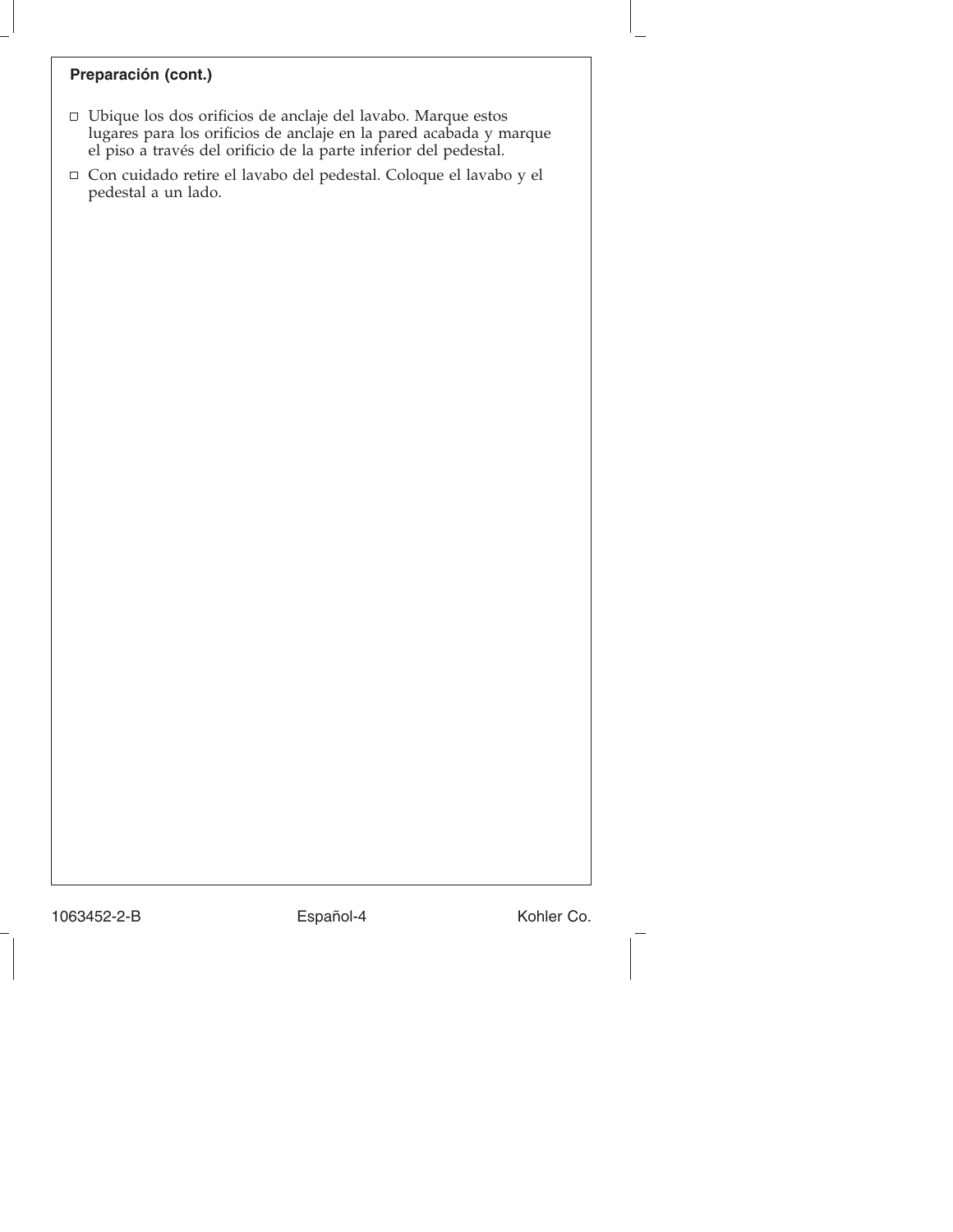**Preparación (cont.)**

- ☐ Ubique los dos orificios de anclaje del lavabo. Marque estos lugares para los orificios de anclaje en la pared acabada y marque el piso a través del orificio de la parte inferior del pedestal.
- ☐ Con cuidado retire el lavabo del pedestal. Coloque el lavabo y el pedestal a un lado.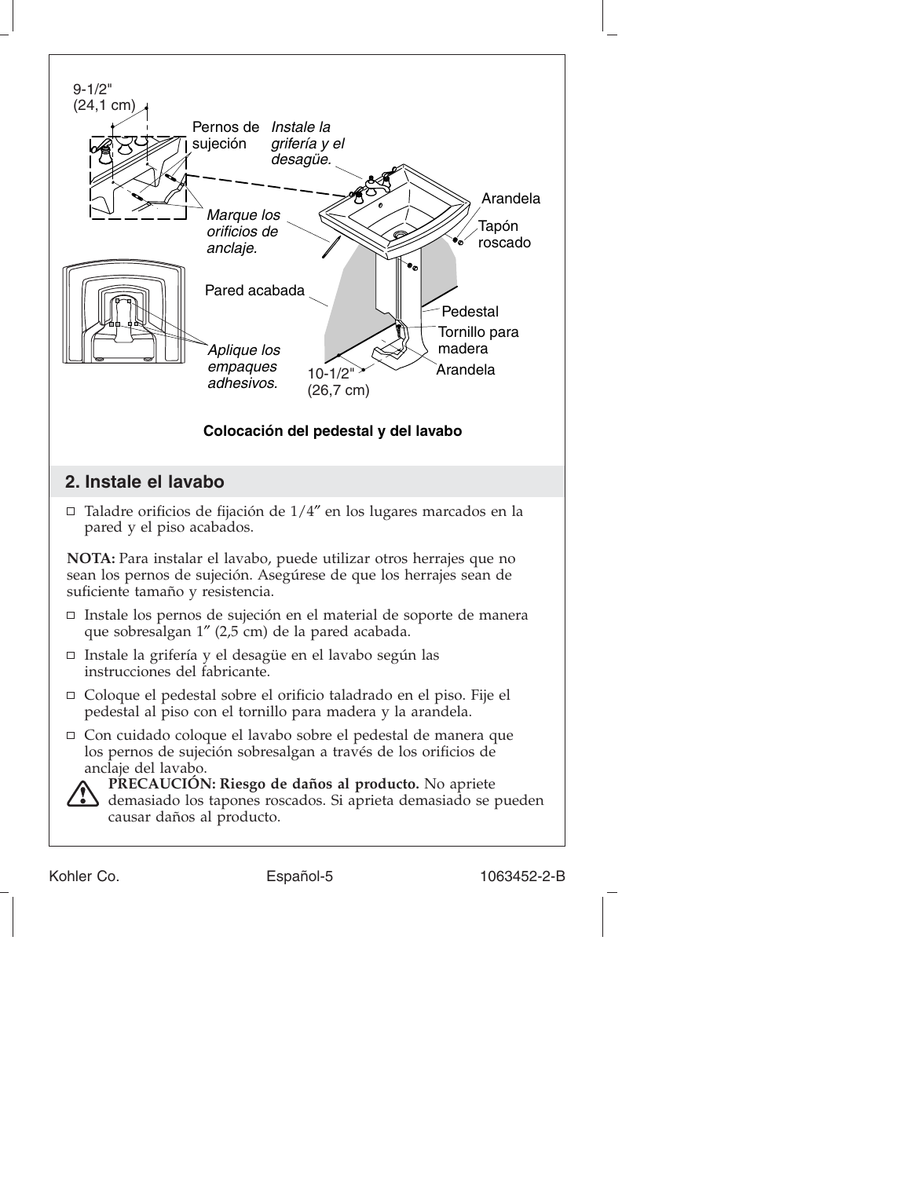9-1/2"
(24,1 cm)

Pernos de sujeción

*Instale la grifería y el desagüe.*

Arandela

Tapón roscado

*Marque los orificios de anclaje.*

Pared acabada

Pedestal

Tornillo para madera

*Aplique los empaques adhesivos.*

Arandela

10-1/2"
(26,7 cm)

**Colocación del pedestal y del lavabo**

## 2. Instale el lavabo

- Taladre orificios de fijación de 1/4″ en los lugares marcados en la pared y el piso acabados.

**NOTA:** Para instalar el lavabo, puede utilizar otros herrajes que no sean los pernos de sujeción. Asegúrese de que los herrajes sean de suficiente tamaño y resistencia.

- Instale los pernos de sujeción en el material de soporte de manera que sobresalgan 1″ (2,5 cm) de la pared acabada.
- Instale la grifería y el desagüe en el lavabo según las instrucciones del fabricante.
- Coloque el pedestal sobre el orificio taladrado en el piso. Fije el pedestal al piso con el tornillo para madera y la arandela.
- Con cuidado coloque el lavabo sobre el pedestal de manera que los pernos de sujeción sobresalgan a través de los orificios de anclaje del lavabo.

**PRECAUCIÓN: Riesgo de daños al producto.** No apriete demasiado los tapones roscados. Si aprieta demasiado se pueden causar daños al producto.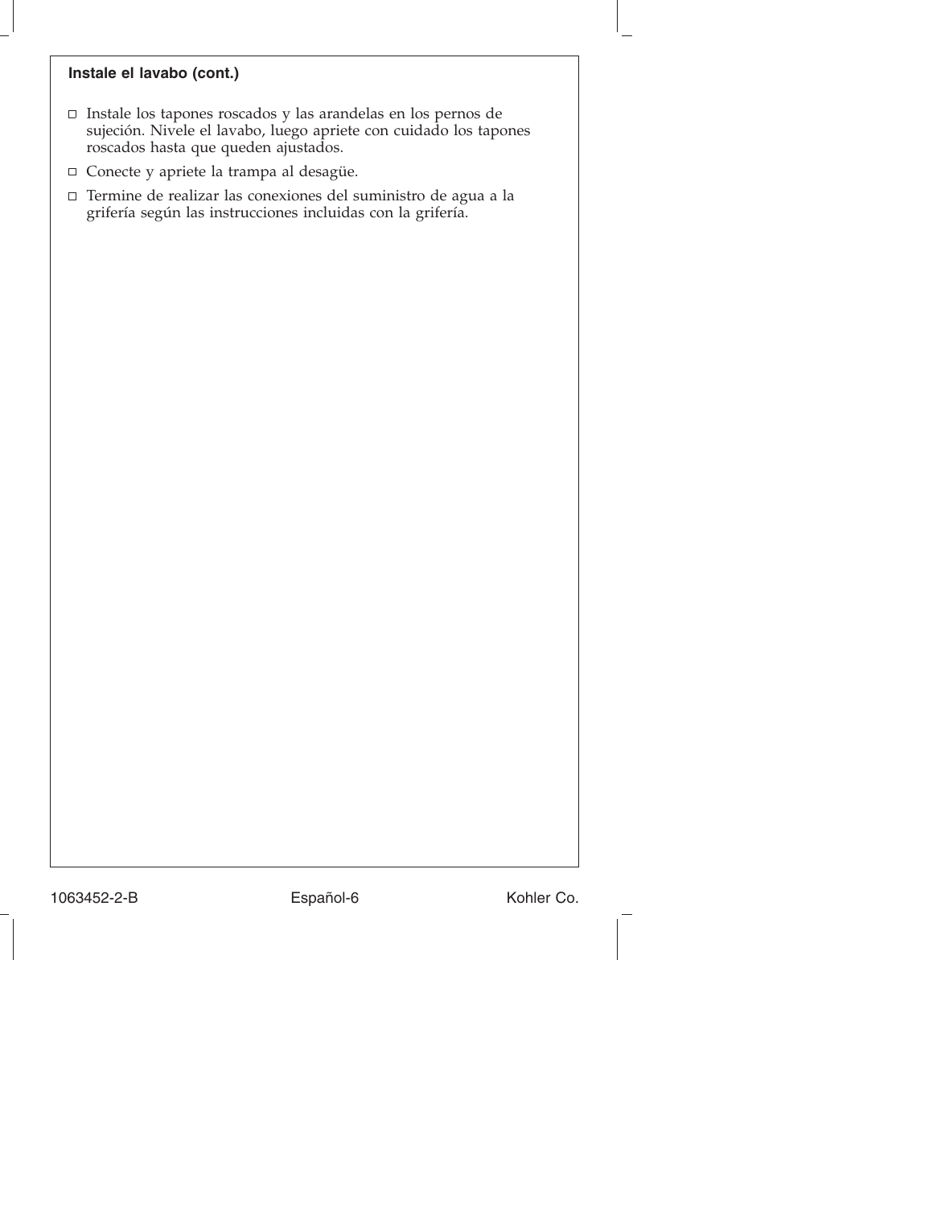### Instale el lavabo (cont.)

- ☐ Instale los tapones roscados y las arandelas en los pernos de sujeción. Nivele el lavabo, luego apriete con cuidado los tapones roscados hasta que queden ajustados.
- ☐ Conecte y apriete la trampa al desagüe.
- ☐ Termine de realizar las conexiones del suministro de agua a la grifería según las instrucciones incluidas con la grifería.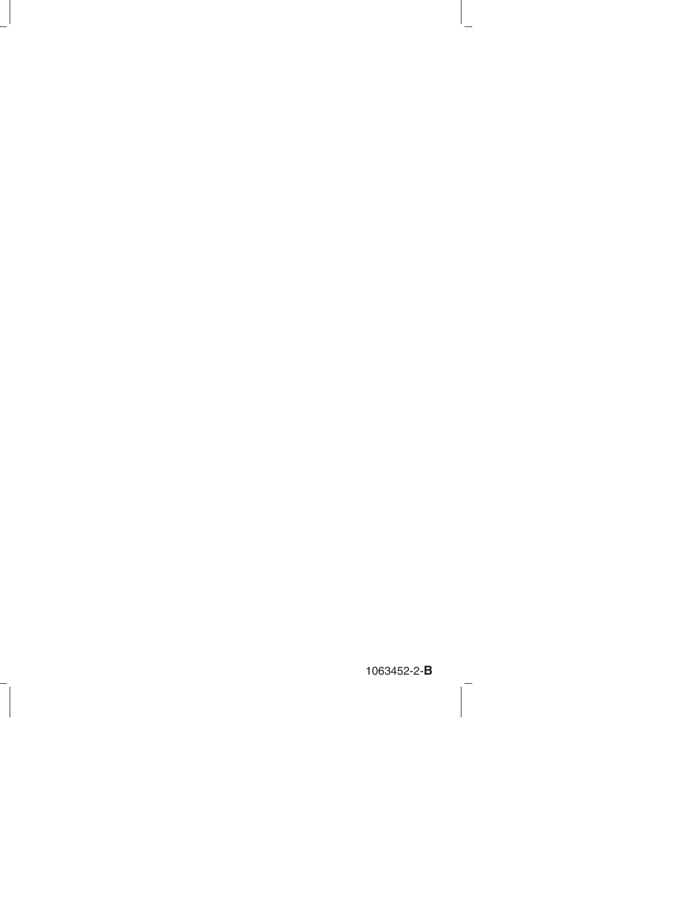1063452-2-**B**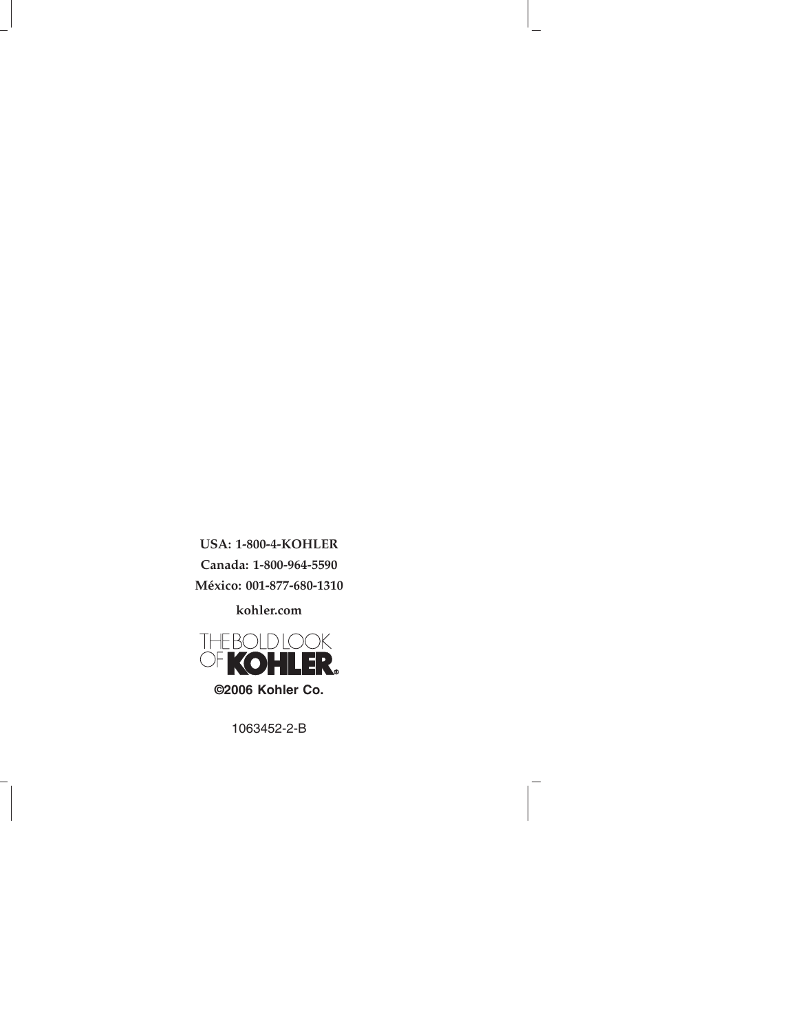**USA: 1-800-4-KOHLER**

**Canada: 1-800-964-5590**

**México: 001-877-680-1310**

**kohler.com**

THE BOLD LOOK OF KOHLER®

**©2006 Kohler Co.**

1063452-2-B